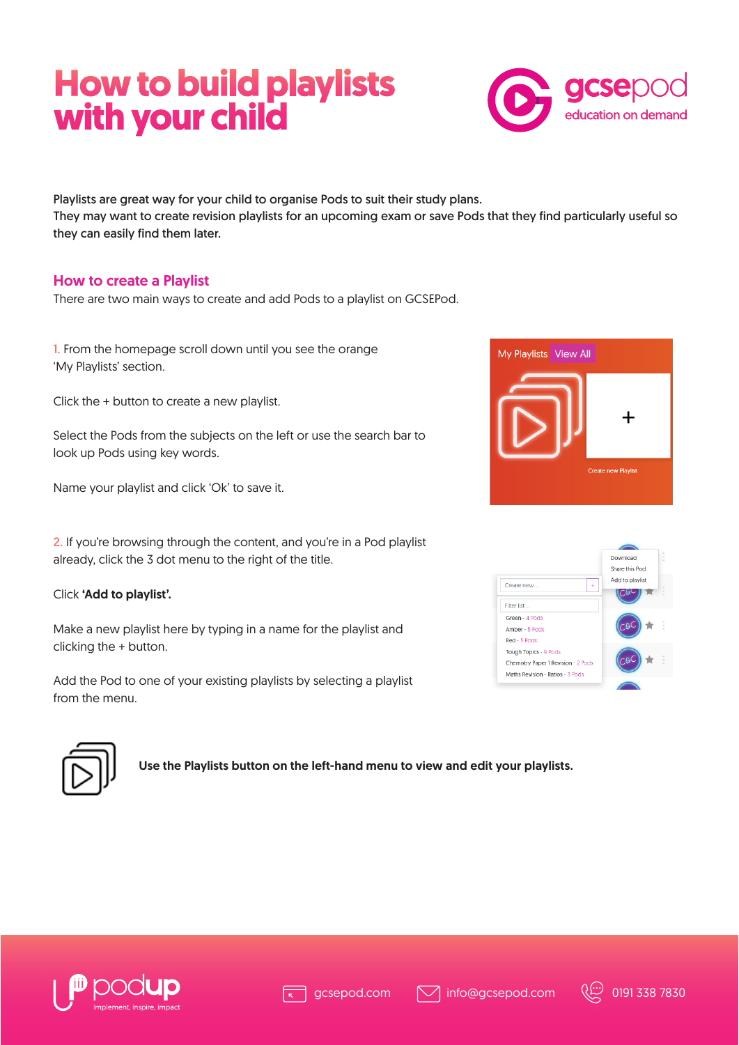# How to build playlists with your child

gcsepod
education on demand

Playlists are great way for your child to organise Pods to suit their study plans.
They may want to create revision playlists for an upcoming exam or save Pods that they find particularly useful so they can easily find them later.

## How to create a Playlist

There are two main ways to create and add Pods to a playlist on GCSEPod.

1. From the homepage scroll down until you see the orange 'My Playlists' section.

Click the + button to create a new playlist.

Select the Pods from the subjects on the left or use the search bar to look up Pods using key words.

Name your playlist and click 'Ok' to save it.

2. If you're browsing through the content, and you're in a Pod playlist already, click the 3 dot menu to the right of the title.

Click **'Add to playlist'.**

Make a new playlist here by typing in a name for the playlist and clicking the + button.

Add the Pod to one of your existing playlists by selecting a playlist from the menu.

**Use the Playlists button on the left-hand menu to view and edit your playlists.**

podup
implement, inspire, impact

gcsepod.com info@gcsepod.com 0191 338 7830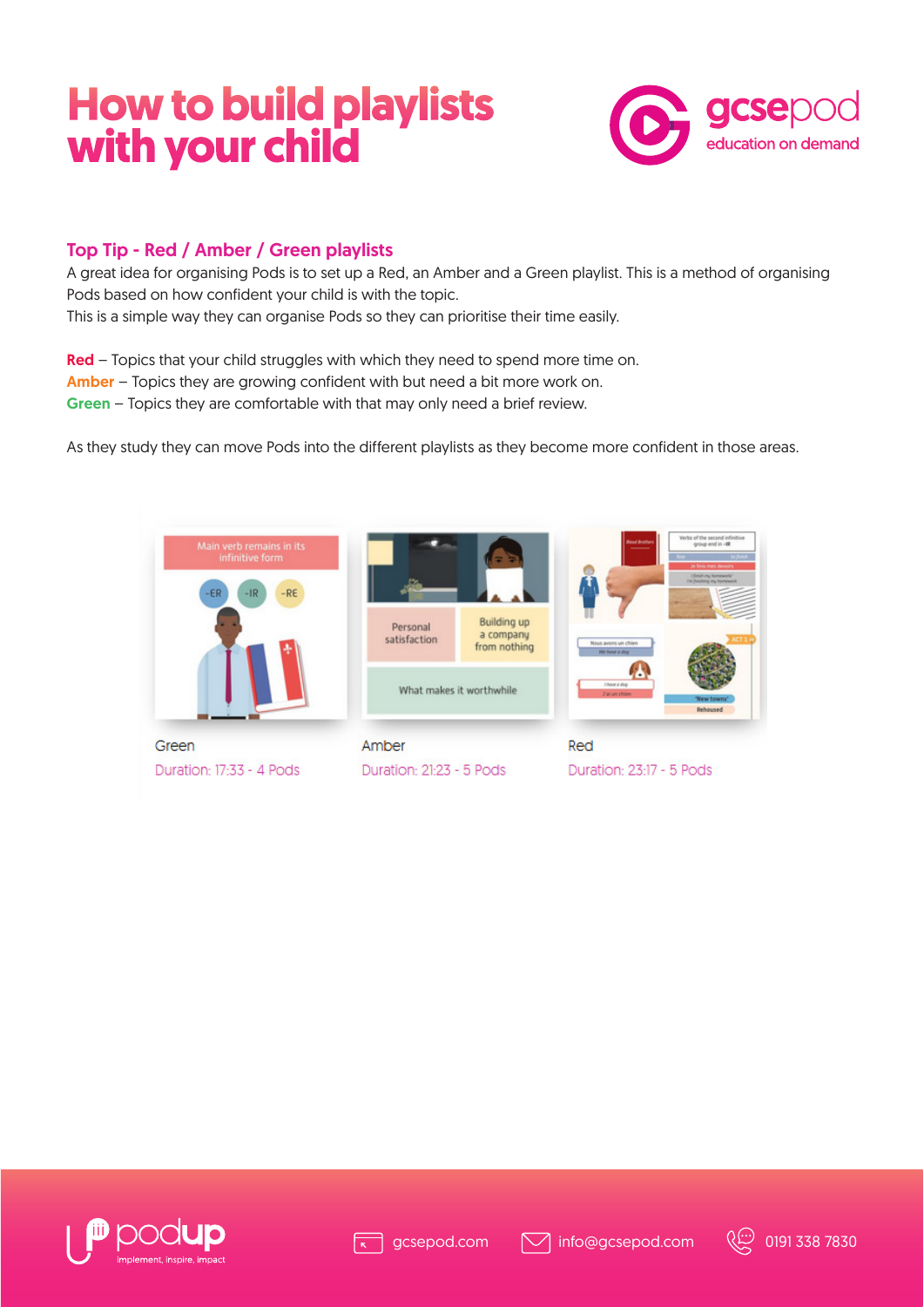# How to build playlists with your child

gcsepod
education on demand

## Top Tip - Red / Amber / Green playlists

A great idea for organising Pods is to set up a Red, an Amber and a Green playlist. This is a method of organising Pods based on how confident your child is with the topic.
This is a simple way they can organise Pods so they can prioritise their time easily.

**Red** – Topics that your child struggles with which they need to spend more time on.
**Amber** – Topics they are growing confident with but need a bit more work on.
**Green** – Topics they are comfortable with that may only need a brief review.

As they study they can move Pods into the different playlists as they become more confident in those areas.

Green
Duration: 17:33 - 4 Pods

Amber
Duration: 21:23 - 5 Pods

Red
Duration: 23:17 - 5 Pods

podup
implement, inspire, impact

gcsepod.com info@gcsepod.com 0191 338 7830